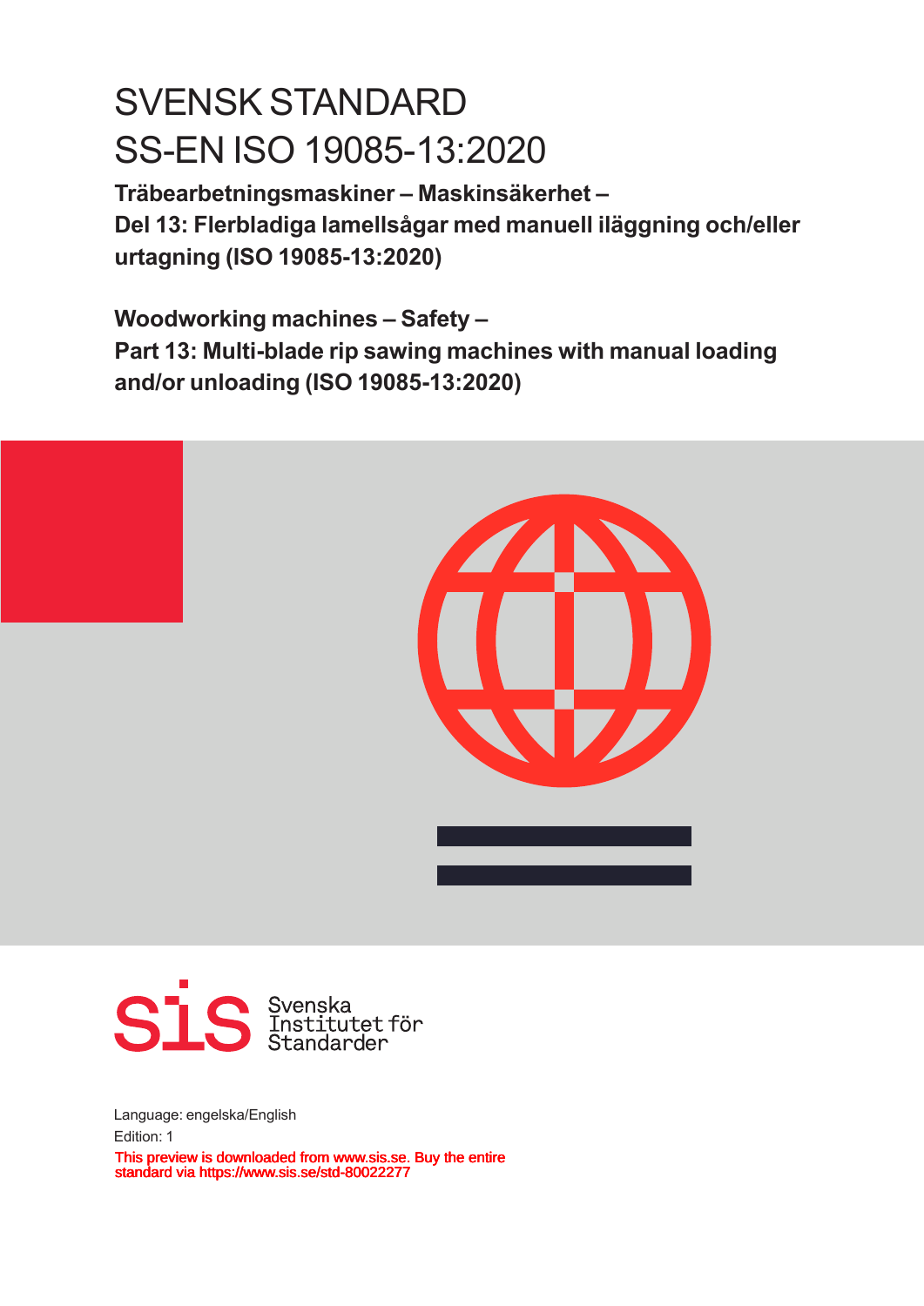# SVENSK STANDARD
# SS-EN ISO 19085-13:2020

**Träbearbetningsmaskiner – Maskinsäkerhet –**
**Del 13: Flerbladiga lamellsågar med manuell iläggning och/eller urtagning (ISO 19085-13:2020)**

**Woodworking machines – Safety –**
**Part 13: Multi-blade rip sawing machines with manual loading and/or unloading (ISO 19085-13:2020)**

Svenska Institutet för Standarder

Language: engelska/English

Edition: 1

This preview is downloaded from www.sis.se. Buy the entire standard via https://www.sis.se/std-80022277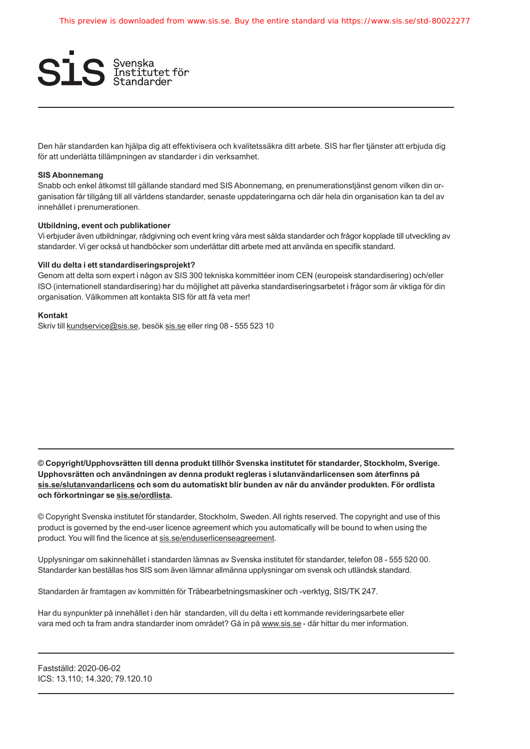Den här standarden kan hjälpa dig att effektivisera och kvalitetssäkra ditt arbete. SIS har fler tjänster att erbjuda dig för att underlätta tillämpningen av standarder i din verksamhet.

**SIS Abonnemang**

Snabb och enkel åtkomst till gällande standard med SIS Abonnemang, en prenumerationstjänst genom vilken din organisation får tillgång till all världens standarder, senaste uppdateringarna och där hela din organisation kan ta del av innehållet i prenumerationen.

**Utbildning, event och publikationer**

Vi erbjuder även utbildningar, rådgivning och event kring våra mest sålda standarder och frågor kopplade till utveckling av standarder. Vi ger också ut handböcker som underlättar ditt arbete med att använda en specifik standard.

**Vill du delta i ett standardiseringsprojekt?**

Genom att delta som expert i någon av SIS 300 tekniska kommittéer inom CEN (europeisk standardisering) och/eller ISO (internationell standardisering) har du möjlighet att påverka standardiseringsarbetet i frågor som är viktiga för din organisation. Välkommen att kontakta SIS för att få veta mer!

**Kontakt**

Skriv till kundservice@sis.se, besök sis.se eller ring 08 - 555 523 10

---

**© Copyright/Upphovsrätten till denna produkt tillhör Svenska institutet för standarder, Stockholm, Sverige. Upphovsrätten och användningen av denna produkt regleras i slutanvändarlicensen som återfinns på sis.se/slutanvandarlicens och som du automatiskt blir bunden av när du använder produkten. För ordlista och förkortningar se sis.se/ordlista.**

© Copyright Svenska institutet för standarder, Stockholm, Sweden. All rights reserved. The copyright and use of this product is governed by the end-user licence agreement which you automatically will be bound to when using the product. You will find the licence at sis.se/enduserlicenseagreement.

Upplysningar om sakinnehållet i standarden lämnas av Svenska institutet för standarder, telefon 08 - 555 520 00. Standarder kan beställas hos SIS som även lämnar allmänna upplysningar om svensk och utländsk standard.

Standarden är framtagen av kommittén för Träbearbetningsmaskiner och -verktyg, SIS/TK 247.

Har du synpunkter på innehållet i den här standarden, vill du delta i ett kommande revideringsarbete eller vara med och ta fram andra standarder inom området? Gå in på www.sis.se - där hittar du mer information.

---

Fastställd: 2020-06-02
ICS: 13.110; 14.320; 79.120.10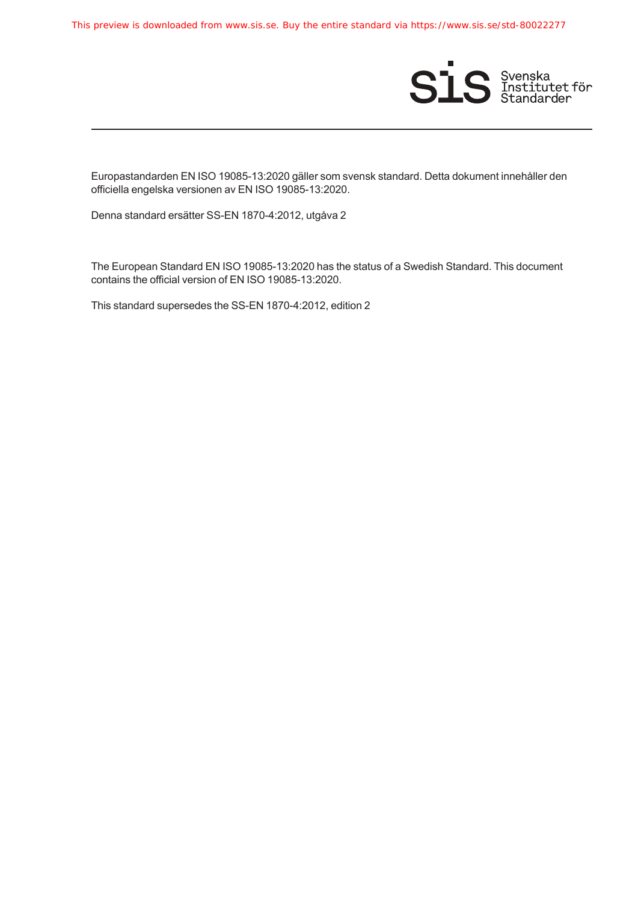Europastandarden EN ISO 19085-13:2020 gäller som svensk standard. Detta dokument innehåller den officiella engelska versionen av EN ISO 19085-13:2020.

Denna standard ersätter SS-EN 1870-4:2012, utgåva 2

The European Standard EN ISO 19085-13:2020 has the status of a Swedish Standard. This document contains the official version of EN ISO 19085-13:2020.

This standard supersedes the SS-EN 1870-4:2012, edition 2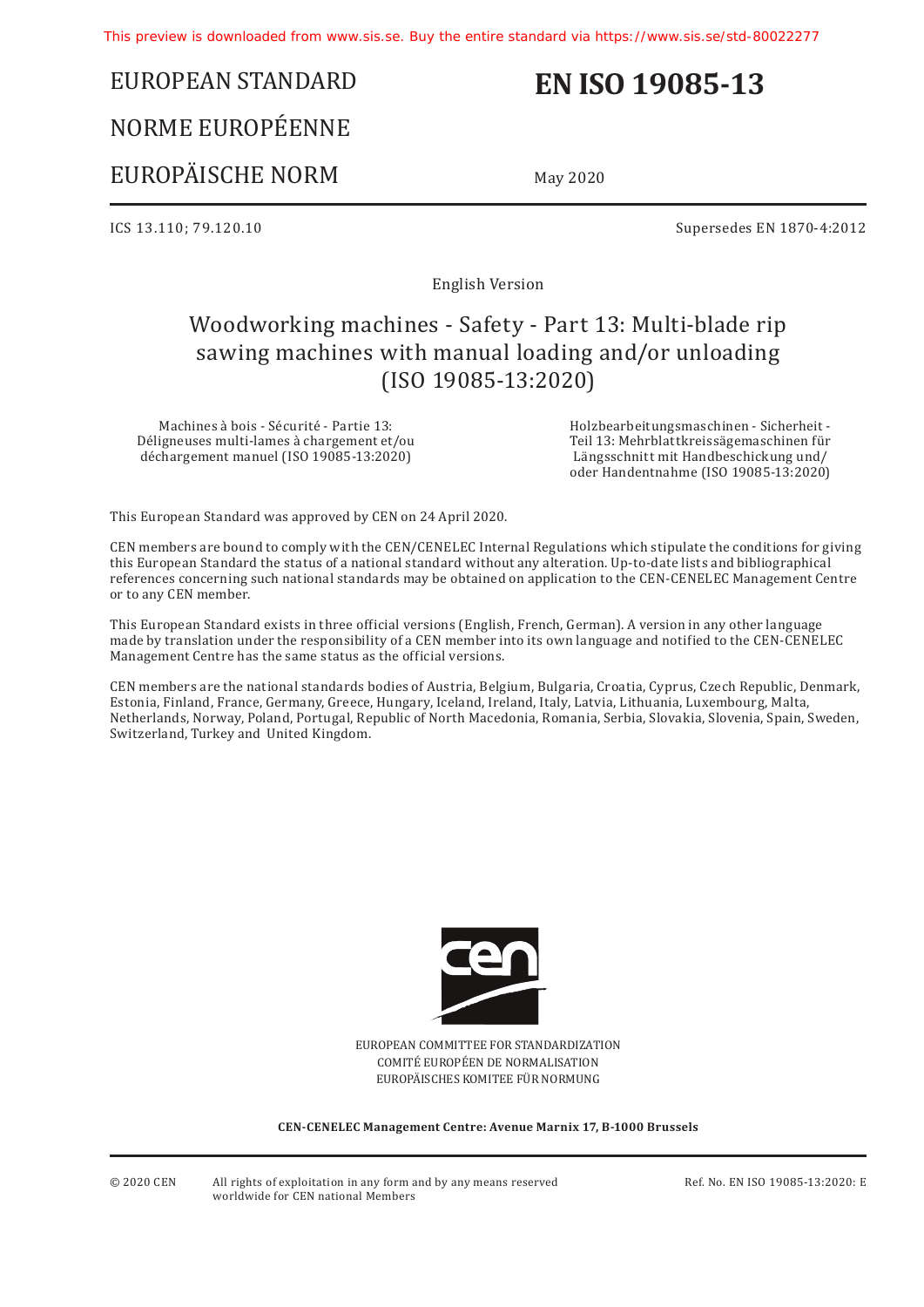EUROPEAN STANDARD

NORME EUROPÉENNE

EUROPÄISCHE NORM

# EN ISO 19085-13

May 2020

ICS 13.110; 79.120.10

Supersedes EN 1870-4:2012

English Version

## Woodworking machines - Safety - Part 13: Multi-blade rip sawing machines with manual loading and/or unloading (ISO 19085-13:2020)

Machines à bois - Sécurité - Partie 13: Déligneuses multi-lames à chargement et/ou déchargement manuel (ISO 19085-13:2020)

Holzbearbeitungsmaschinen - Sicherheit - Teil 13: Mehrblattkreissägemaschinen für Längsschnitt mit Handbeschickung und/ oder Handentnahme (ISO 19085-13:2020)

This European Standard was approved by CEN on 24 April 2020.

CEN members are bound to comply with the CEN/CENELEC Internal Regulations which stipulate the conditions for giving this European Standard the status of a national standard without any alteration. Up-to-date lists and bibliographical references concerning such national standards may be obtained on application to the CEN-CENELEC Management Centre or to any CEN member.

This European Standard exists in three official versions (English, French, German). A version in any other language made by translation under the responsibility of a CEN member into its own language and notified to the CEN-CENELEC Management Centre has the same status as the official versions.

CEN members are the national standards bodies of Austria, Belgium, Bulgaria, Croatia, Cyprus, Czech Republic, Denmark, Estonia, Finland, France, Germany, Greece, Hungary, Iceland, Ireland, Italy, Latvia, Lithuania, Luxembourg, Malta, Netherlands, Norway, Poland, Portugal, Republic of North Macedonia, Romania, Serbia, Slovakia, Slovenia, Spain, Sweden, Switzerland, Turkey and United Kingdom.

EUROPEAN COMMITTEE FOR STANDARDIZATION
COMITÉ EUROPÉEN DE NORMALISATION
EUROPÄISCHES KOMITEE FÜR NORMUNG

**CEN-CENELEC Management Centre: Avenue Marnix 17, B-1000 Brussels**

© 2020 CEN All rights of exploitation in any form and by any means reserved worldwide for CEN national Members

Ref. No. EN ISO 19085-13:2020: E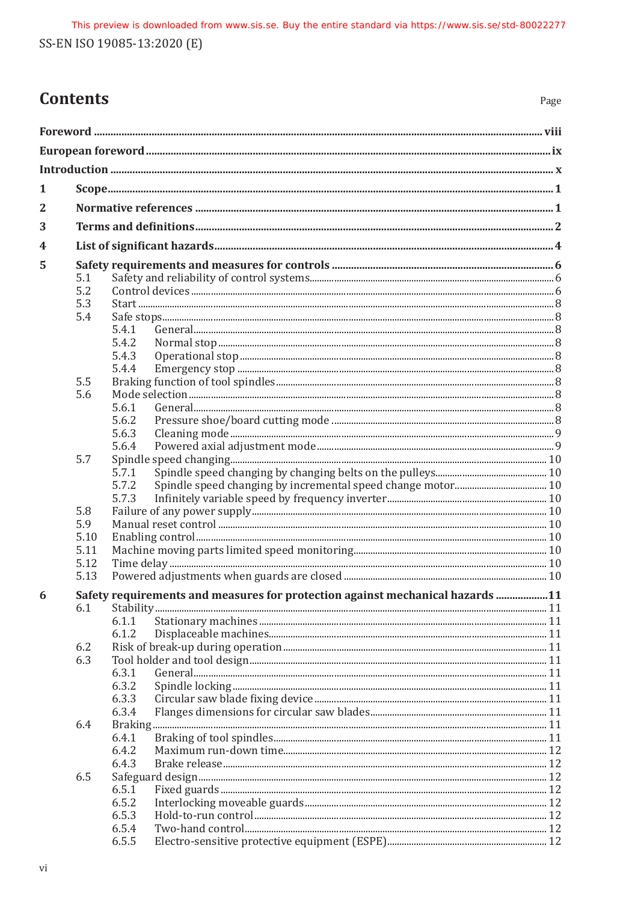# Contents

Page

**Foreword** ... viii

**European foreword** ... ix

**Introduction** ... x

**1 Scope** ... 1

**2 Normative references** ... 1

**3 Terms and definitions** ... 2

**4 List of significant hazards** ... 4

**5 Safety requirements and measures for controls** ... 6

- 5.1 Safety and reliability of control systems ... 6
- 5.2 Control devices ... 6
- 5.3 Start ... 8
- 5.4 Safe stops ... 8
  - 5.4.1 General ... 8
  - 5.4.2 Normal stop ... 8
  - 5.4.3 Operational stop ... 8
  - 5.4.4 Emergency stop ... 8
- 5.5 Braking function of tool spindles ... 8
- 5.6 Mode selection ... 8
  - 5.6.1 General ... 8
  - 5.6.2 Pressure shoe/board cutting mode ... 8
  - 5.6.3 Cleaning mode ... 9
  - 5.6.4 Powered axial adjustment mode ... 9
- 5.7 Spindle speed changing ... 10
  - 5.7.1 Spindle speed changing by changing belts on the pulleys ... 10
  - 5.7.2 Spindle speed changing by incremental speed change motor ... 10
  - 5.7.3 Infinitely variable speed by frequency inverter ... 10
- 5.8 Failure of any power supply ... 10
- 5.9 Manual reset control ... 10
- 5.10 Enabling control ... 10
- 5.11 Machine moving parts limited speed monitoring ... 10
- 5.12 Time delay ... 10
- 5.13 Powered adjustments when guards are closed ... 10

**6 Safety requirements and measures for protection against mechanical hazards** ... 11

- 6.1 Stability ... 11
  - 6.1.1 Stationary machines ... 11
  - 6.1.2 Displaceable machines ... 11
- 6.2 Risk of break-up during operation ... 11
- 6.3 Tool holder and tool design ... 11
  - 6.3.1 General ... 11
  - 6.3.2 Spindle locking ... 11
  - 6.3.3 Circular saw blade fixing device ... 11
  - 6.3.4 Flanges dimensions for circular saw blades ... 11
- 6.4 Braking ... 11
  - 6.4.1 Braking of tool spindles ... 11
  - 6.4.2 Maximum run-down time ... 12
  - 6.4.3 Brake release ... 12
- 6.5 Safeguard design ... 12
  - 6.5.1 Fixed guards ... 12
  - 6.5.2 Interlocking moveable guards ... 12
  - 6.5.3 Hold-to-run control ... 12
  - 6.5.4 Two-hand control ... 12
  - 6.5.5 Electro-sensitive protective equipment (ESPE) ... 12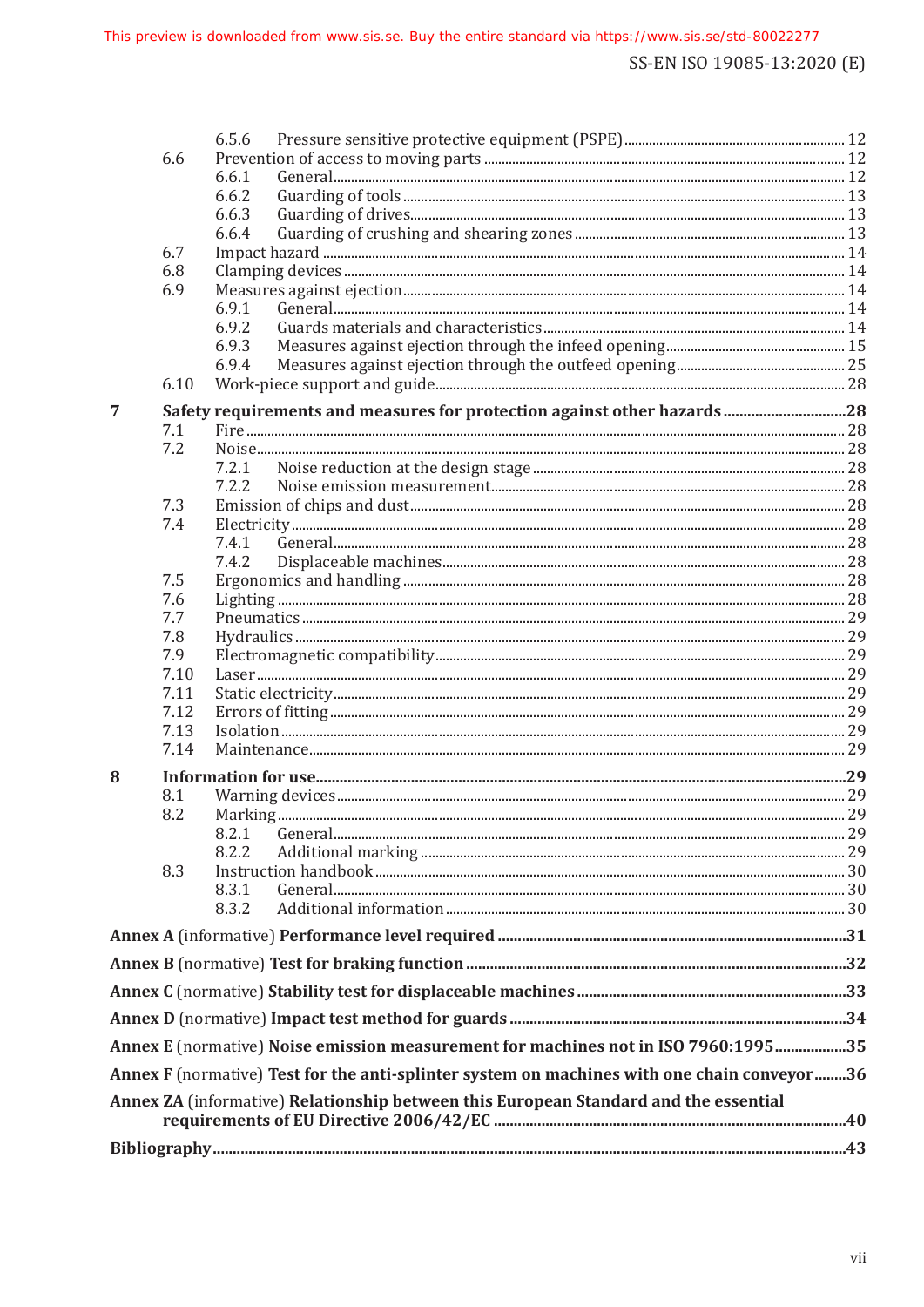6.5.6 Pressure sensitive protective equipment (PSPE) ... 12

6.6 Prevention of access to moving parts ... 12

6.6.1 General ... 12

6.6.2 Guarding of tools ... 13

6.6.3 Guarding of drives ... 13

6.6.4 Guarding of crushing and shearing zones ... 13

6.7 Impact hazard ... 14

6.8 Clamping devices ... 14

6.9 Measures against ejection ... 14

6.9.1 General ... 14

6.9.2 Guards materials and characteristics ... 14

6.9.3 Measures against ejection through the infeed opening ... 15

6.9.4 Measures against ejection through the outfeed opening ... 25

6.10 Work-piece support and guide ... 28

**7 Safety requirements and measures for protection against other hazards ... 28**

7.1 Fire ... 28

7.2 Noise ... 28

7.2.1 Noise reduction at the design stage ... 28

7.2.2 Noise emission measurement ... 28

7.3 Emission of chips and dust ... 28

7.4 Electricity ... 28

7.4.1 General ... 28

7.4.2 Displaceable machines ... 28

7.5 Ergonomics and handling ... 28

7.6 Lighting ... 28

7.7 Pneumatics ... 29

7.8 Hydraulics ... 29

7.9 Electromagnetic compatibility ... 29

7.10 Laser ... 29

7.11 Static electricity ... 29

7.12 Errors of fitting ... 29

7.13 Isolation ... 29

7.14 Maintenance ... 29

**8 Information for use ... 29**

8.1 Warning devices ... 29

8.2 Marking ... 29

8.2.1 General ... 29

8.2.2 Additional marking ... 29

8.3 Instruction handbook ... 30

8.3.1 General ... 30

8.3.2 Additional information ... 30

**Annex A** (informative) **Performance level required ... 31**

**Annex B** (normative) **Test for braking function ... 32**

**Annex C** (normative) **Stability test for displaceable machines ... 33**

**Annex D** (normative) **Impact test method for guards ... 34**

**Annex E** (normative) **Noise emission measurement for machines not in ISO 7960:1995 ... 35**

**Annex F** (normative) **Test for the anti-splinter system on machines with one chain conveyor ... 36**

**Annex ZA** (informative) **Relationship between this European Standard and the essential requirements of EU Directive 2006/42/EC ... 40**

**Bibliography ... 43**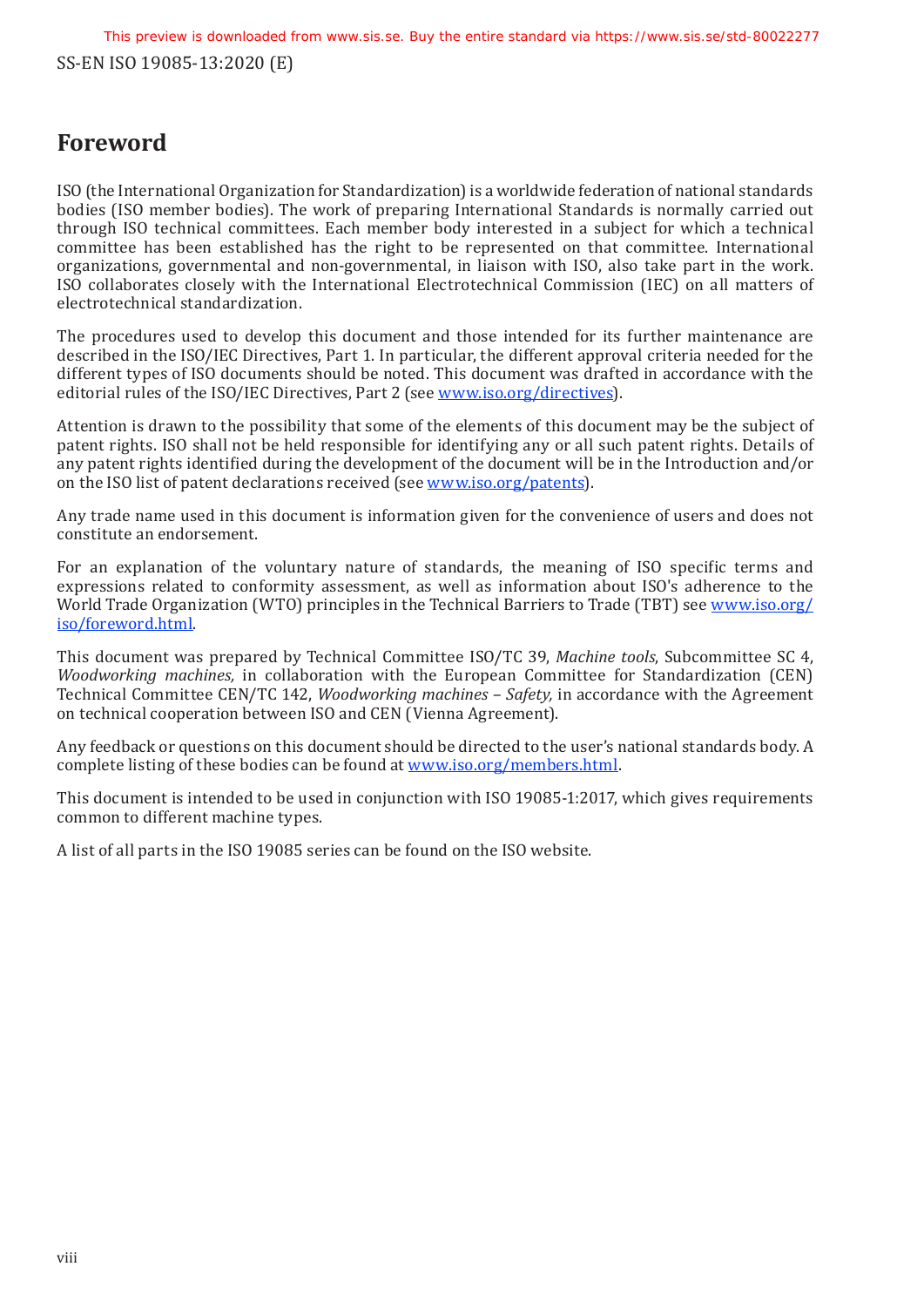# Foreword

ISO (the International Organization for Standardization) is a worldwide federation of national standards bodies (ISO member bodies). The work of preparing International Standards is normally carried out through ISO technical committees. Each member body interested in a subject for which a technical committee has been established has the right to be represented on that committee. International organizations, governmental and non-governmental, in liaison with ISO, also take part in the work. ISO collaborates closely with the International Electrotechnical Commission (IEC) on all matters of electrotechnical standardization.

The procedures used to develop this document and those intended for its further maintenance are described in the ISO/IEC Directives, Part 1. In particular, the different approval criteria needed for the different types of ISO documents should be noted. This document was drafted in accordance with the editorial rules of the ISO/IEC Directives, Part 2 (see www.iso.org/directives).

Attention is drawn to the possibility that some of the elements of this document may be the subject of patent rights. ISO shall not be held responsible for identifying any or all such patent rights. Details of any patent rights identified during the development of the document will be in the Introduction and/or on the ISO list of patent declarations received (see www.iso.org/patents).

Any trade name used in this document is information given for the convenience of users and does not constitute an endorsement.

For an explanation of the voluntary nature of standards, the meaning of ISO specific terms and expressions related to conformity assessment, as well as information about ISO's adherence to the World Trade Organization (WTO) principles in the Technical Barriers to Trade (TBT) see www.iso.org/iso/foreword.html.

This document was prepared by Technical Committee ISO/TC 39, *Machine tools*, Subcommittee SC 4, *Woodworking machines,* in collaboration with the European Committee for Standardization (CEN) Technical Committee CEN/TC 142, *Woodworking machines – Safety,* in accordance with the Agreement on technical cooperation between ISO and CEN (Vienna Agreement).

Any feedback or questions on this document should be directed to the user's national standards body. A complete listing of these bodies can be found at www.iso.org/members.html.

This document is intended to be used in conjunction with ISO 19085-1:2017, which gives requirements common to different machine types.

A list of all parts in the ISO 19085 series can be found on the ISO website.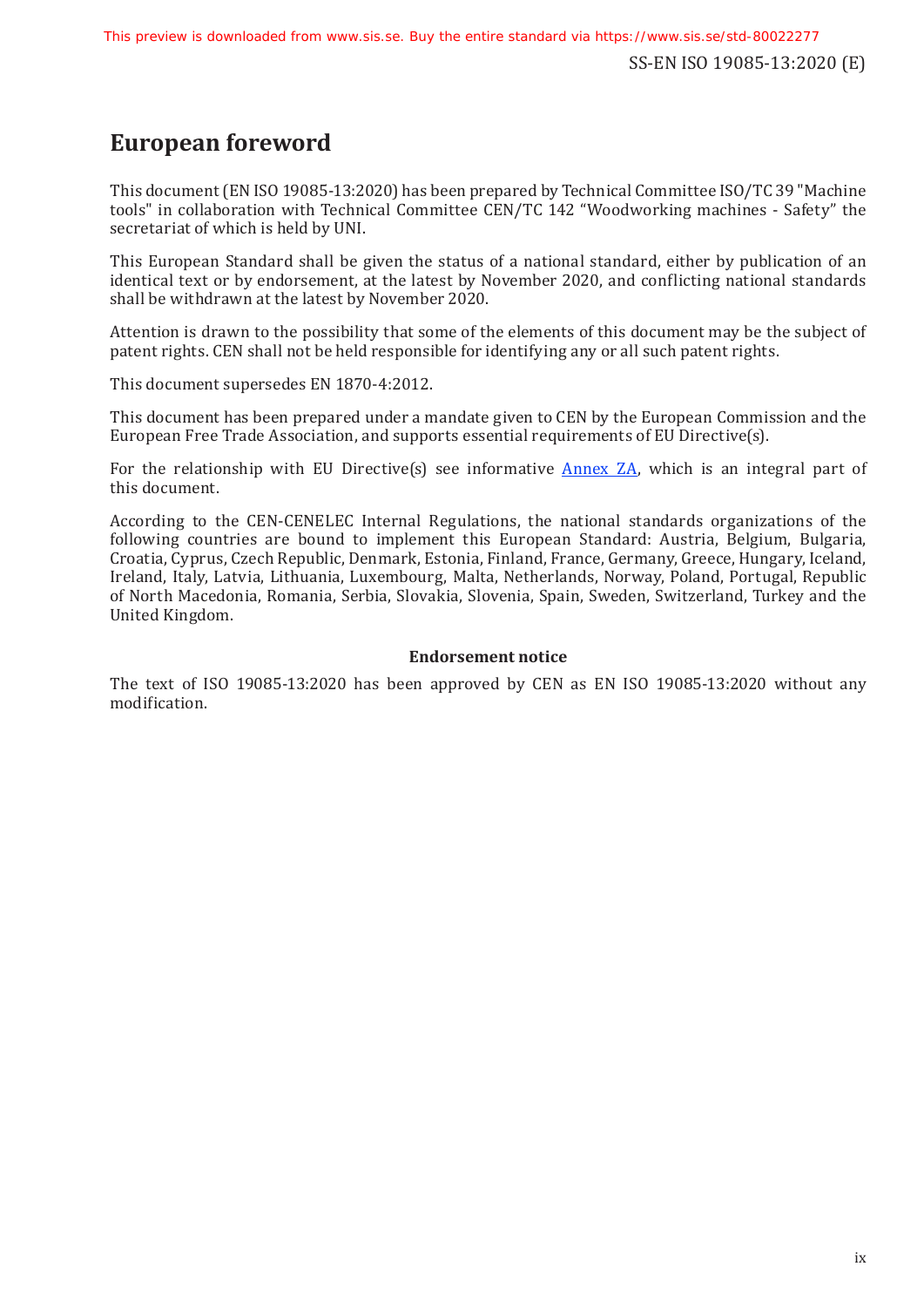# European foreword

This document (EN ISO 19085-13:2020) has been prepared by Technical Committee ISO/TC 39 "Machine tools" in collaboration with Technical Committee CEN/TC 142 “Woodworking machines - Safety” the secretariat of which is held by UNI.

This European Standard shall be given the status of a national standard, either by publication of an identical text or by endorsement, at the latest by November 2020, and conflicting national standards shall be withdrawn at the latest by November 2020.

Attention is drawn to the possibility that some of the elements of this document may be the subject of patent rights. CEN shall not be held responsible for identifying any or all such patent rights.

This document supersedes EN 1870-4:2012.

This document has been prepared under a mandate given to CEN by the European Commission and the European Free Trade Association, and supports essential requirements of EU Directive(s).

For the relationship with EU Directive(s) see informative Annex ZA, which is an integral part of this document.

According to the CEN-CENELEC Internal Regulations, the national standards organizations of the following countries are bound to implement this European Standard: Austria, Belgium, Bulgaria, Croatia, Cyprus, Czech Republic, Denmark, Estonia, Finland, France, Germany, Greece, Hungary, Iceland, Ireland, Italy, Latvia, Lithuania, Luxembourg, Malta, Netherlands, Norway, Poland, Portugal, Republic of North Macedonia, Romania, Serbia, Slovakia, Slovenia, Spain, Sweden, Switzerland, Turkey and the United Kingdom.

**Endorsement notice**

The text of ISO 19085-13:2020 has been approved by CEN as EN ISO 19085-13:2020 without any modification.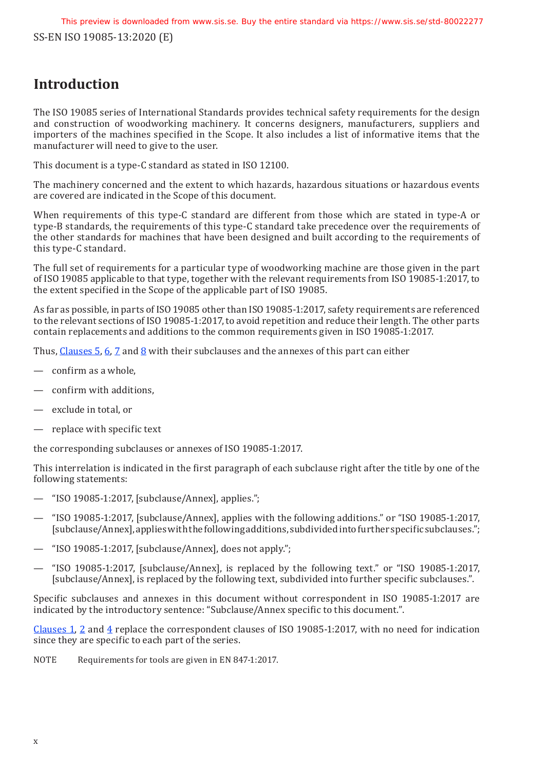# Introduction

The ISO 19085 series of International Standards provides technical safety requirements for the design and construction of woodworking machinery. It concerns designers, manufacturers, suppliers and importers of the machines specified in the Scope. It also includes a list of informative items that the manufacturer will need to give to the user.

This document is a type-C standard as stated in ISO 12100.

The machinery concerned and the extent to which hazards, hazardous situations or hazardous events are covered are indicated in the Scope of this document.

When requirements of this type-C standard are different from those which are stated in type-A or type-B standards, the requirements of this type-C standard take precedence over the requirements of the other standards for machines that have been designed and built according to the requirements of this type-C standard.

The full set of requirements for a particular type of woodworking machine are those given in the part of ISO 19085 applicable to that type, together with the relevant requirements from ISO 19085-1:2017, to the extent specified in the Scope of the applicable part of ISO 19085.

As far as possible, in parts of ISO 19085 other than ISO 19085-1:2017, safety requirements are referenced to the relevant sections of ISO 19085-1:2017, to avoid repetition and reduce their length. The other parts contain replacements and additions to the common requirements given in ISO 19085-1:2017.

Thus, Clauses 5, 6, 7 and 8 with their subclauses and the annexes of this part can either

- confirm as a whole,
- confirm with additions,
- exclude in total, or
- replace with specific text

the corresponding subclauses or annexes of ISO 19085-1:2017.

This interrelation is indicated in the first paragraph of each subclause right after the title by one of the following statements:

- "ISO 19085-1:2017, [subclause/Annex], applies.";
- "ISO 19085-1:2017, [subclause/Annex], applies with the following additions." or "ISO 19085-1:2017, [subclause/Annex], applies with the following additions, subdivided into further specific subclauses.";
- "ISO 19085-1:2017, [subclause/Annex], does not apply.";
- "ISO 19085-1:2017, [subclause/Annex], is replaced by the following text." or "ISO 19085-1:2017, [subclause/Annex], is replaced by the following text, subdivided into further specific subclauses.".

Specific subclauses and annexes in this document without correspondent in ISO 19085-1:2017 are indicated by the introductory sentence: "Subclause/Annex specific to this document.".

Clauses 1, 2 and 4 replace the correspondent clauses of ISO 19085-1:2017, with no need for indication since they are specific to each part of the series.

NOTE Requirements for tools are given in EN 847-1:2017.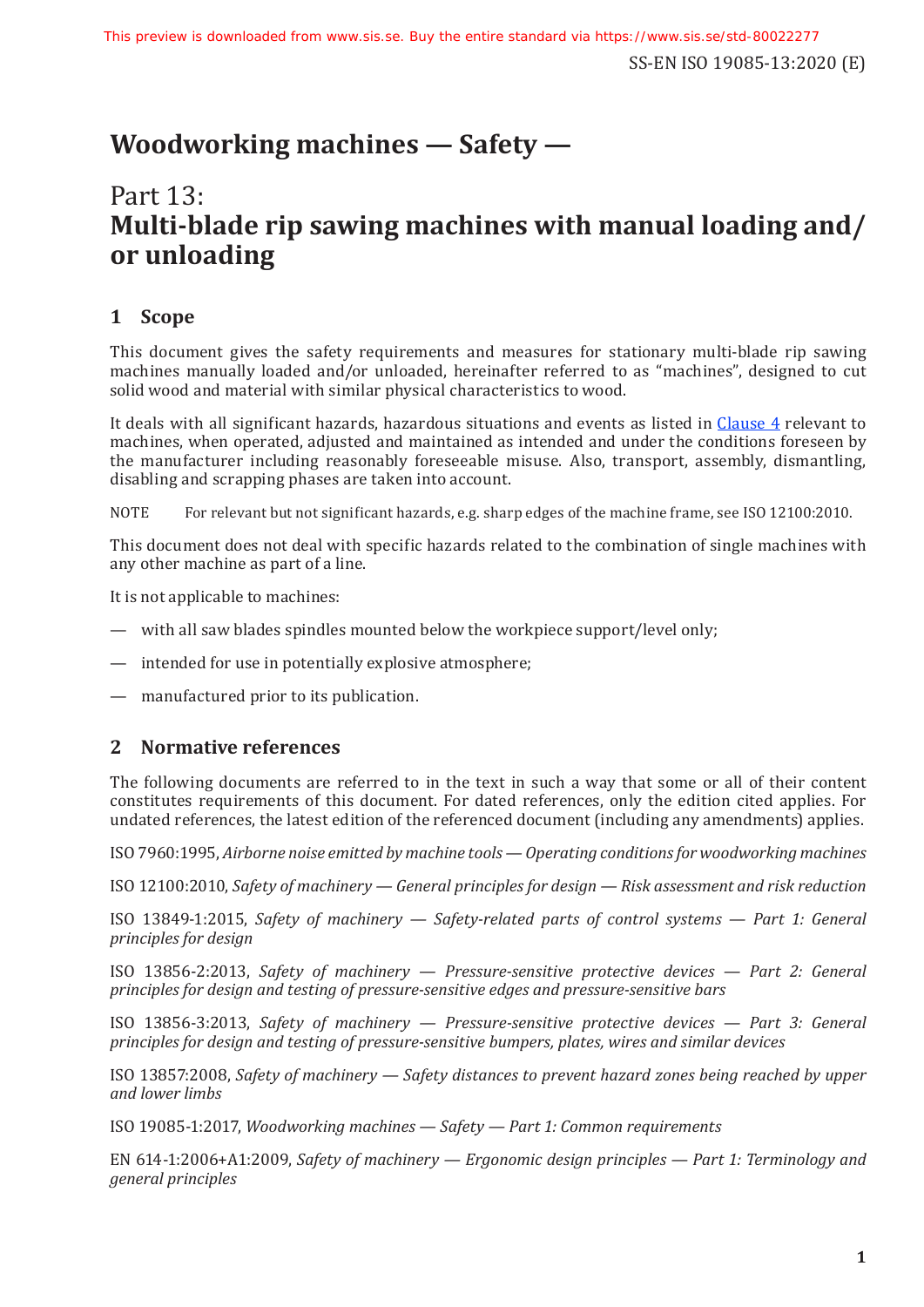# Woodworking machines — Safety —

## Part 13:
## Multi-blade rip sawing machines with manual loading and/or unloading

## 1 Scope

This document gives the safety requirements and measures for stationary multi-blade rip sawing machines manually loaded and/or unloaded, hereinafter referred to as "machines", designed to cut solid wood and material with similar physical characteristics to wood.

It deals with all significant hazards, hazardous situations and events as listed in Clause 4 relevant to machines, when operated, adjusted and maintained as intended and under the conditions foreseen by the manufacturer including reasonably foreseeable misuse. Also, transport, assembly, dismantling, disabling and scrapping phases are taken into account.

NOTE For relevant but not significant hazards, e.g. sharp edges of the machine frame, see ISO 12100:2010.

This document does not deal with specific hazards related to the combination of single machines with any other machine as part of a line.

It is not applicable to machines:

— with all saw blades spindles mounted below the workpiece support/level only;

— intended for use in potentially explosive atmosphere;

— manufactured prior to its publication.

## 2 Normative references

The following documents are referred to in the text in such a way that some or all of their content constitutes requirements of this document. For dated references, only the edition cited applies. For undated references, the latest edition of the referenced document (including any amendments) applies.

ISO 7960:1995, *Airborne noise emitted by machine tools — Operating conditions for woodworking machines*

ISO 12100:2010, *Safety of machinery — General principles for design — Risk assessment and risk reduction*

ISO 13849-1:2015, *Safety of machinery — Safety-related parts of control systems — Part 1: General principles for design*

ISO 13856-2:2013, *Safety of machinery — Pressure-sensitive protective devices — Part 2: General principles for design and testing of pressure-sensitive edges and pressure-sensitive bars*

ISO 13856-3:2013, *Safety of machinery — Pressure-sensitive protective devices — Part 3: General principles for design and testing of pressure-sensitive bumpers, plates, wires and similar devices*

ISO 13857:2008, *Safety of machinery — Safety distances to prevent hazard zones being reached by upper and lower limbs*

ISO 19085-1:2017, *Woodworking machines — Safety — Part 1: Common requirements*

EN 614-1:2006+A1:2009, *Safety of machinery — Ergonomic design principles — Part 1: Terminology and general principles*